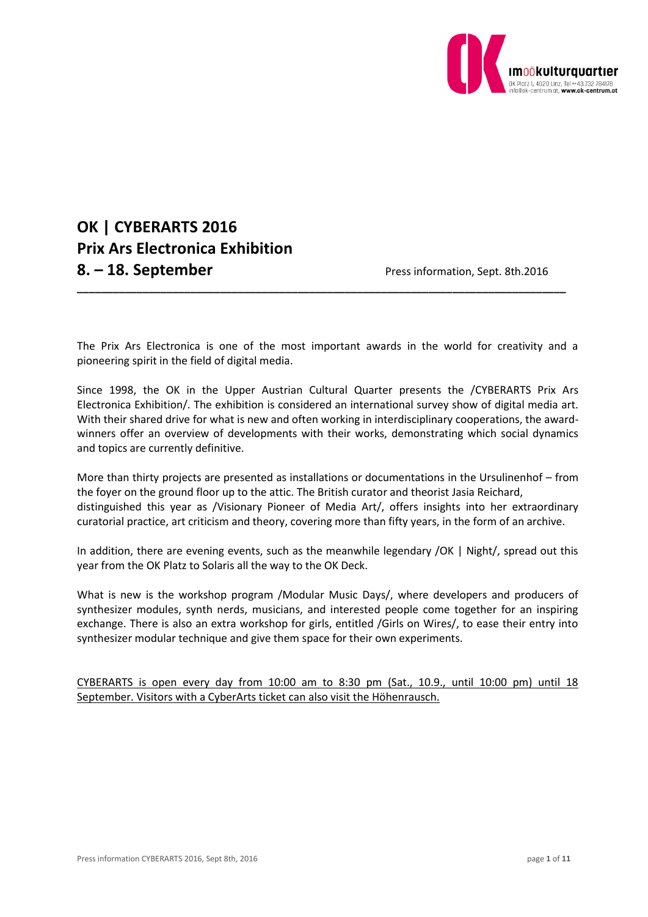# OK | CYBERARTS 2016
# Prix Ars Electronica Exhibition
# 8. – 18. September

Press information, Sept. 8th.2016

---

The Prix Ars Electronica is one of the most important awards in the world for creativity and a pioneering spirit in the field of digital media.

Since 1998, the OK in the Upper Austrian Cultural Quarter presents the /CYBERARTS Prix Ars Electronica Exhibition/. The exhibition is considered an international survey show of digital media art. With their shared drive for what is new and often working in interdisciplinary cooperations, the award-winners offer an overview of developments with their works, demonstrating which social dynamics and topics are currently definitive.

More than thirty projects are presented as installations or documentations in the Ursulinenhof – from the foyer on the ground floor up to the attic. The British curator and theorist Jasia Reichard, distinguished this year as /Visionary Pioneer of Media Art/, offers insights into her extraordinary curatorial practice, art criticism and theory, covering more than fifty years, in the form of an archive.

In addition, there are evening events, such as the meanwhile legendary /OK | Night/, spread out this year from the OK Platz to Solaris all the way to the OK Deck.

What is new is the workshop program /Modular Music Days/, where developers and producers of synthesizer modules, synth nerds, musicians, and interested people come together for an inspiring exchange. There is also an extra workshop for girls, entitled /Girls on Wires/, to ease their entry into synthesizer modular technique and give them space for their own experiments.

<u>CYBERARTS is open every day from 10:00 am to 8:30 pm (Sat., 10.9., until 10:00 pm) until 18 September. Visitors with a CyberArts ticket can also visit the Höhenrausch.</u>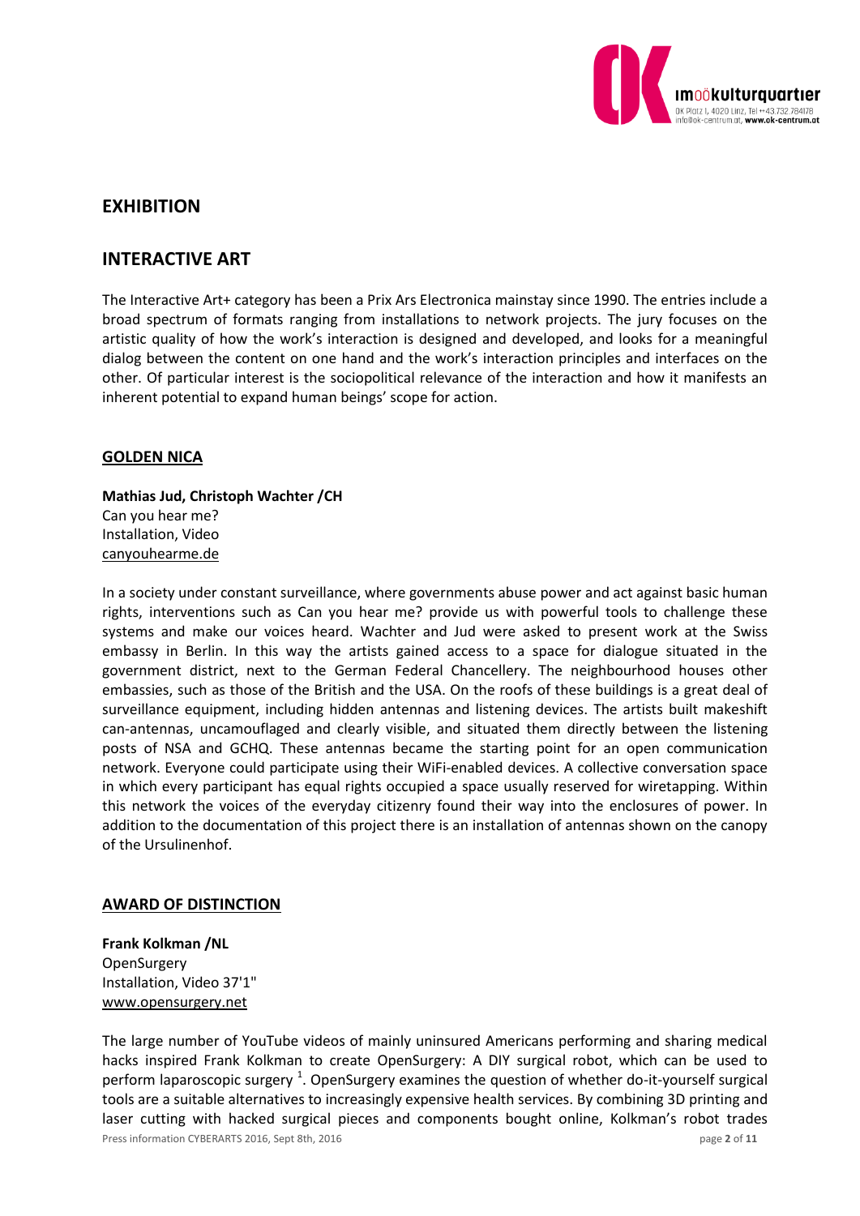## EXHIBITION

## INTERACTIVE ART

The Interactive Art+ category has been a Prix Ars Electronica mainstay since 1990. The entries include a broad spectrum of formats ranging from installations to network projects. The jury focuses on the artistic quality of how the work's interaction is designed and developed, and looks for a meaningful dialog between the content on one hand and the work's interaction principles and interfaces on the other. Of particular interest is the sociopolitical relevance of the interaction and how it manifests an inherent potential to expand human beings' scope for action.

### GOLDEN NICA

**Mathias Jud, Christoph Wachter /CH**
Can you hear me?
Installation, Video
canyouhearme.de

In a society under constant surveillance, where governments abuse power and act against basic human rights, interventions such as Can you hear me? provide us with powerful tools to challenge these systems and make our voices heard. Wachter and Jud were asked to present work at the Swiss embassy in Berlin. In this way the artists gained access to a space for dialogue situated in the government district, next to the German Federal Chancellery. The neighbourhood houses other embassies, such as those of the British and the USA. On the roofs of these buildings is a great deal of surveillance equipment, including hidden antennas and listening devices. The artists built makeshift can-antennas, uncamouflaged and clearly visible, and situated them directly between the listening posts of NSA and GCHQ. These antennas became the starting point for an open communication network. Everyone could participate using their WiFi-enabled devices. A collective conversation space in which every participant has equal rights occupied a space usually reserved for wiretapping. Within this network the voices of the everyday citizenry found their way into the enclosures of power. In addition to the documentation of this project there is an installation of antennas shown on the canopy of the Ursulinenhof.

### AWARD OF DISTINCTION

**Frank Kolkman /NL**
OpenSurgery
Installation, Video 37'1"
www.opensurgery.net

The large number of YouTube videos of mainly uninsured Americans performing and sharing medical hacks inspired Frank Kolkman to create OpenSurgery: A DIY surgical robot, which can be used to perform laparoscopic surgery [1]. OpenSurgery examines the question of whether do-it-yourself surgical tools are a suitable alternatives to increasingly expensive health services. By combining 3D printing and laser cutting with hacked surgical pieces and components bought online, Kolkman's robot trades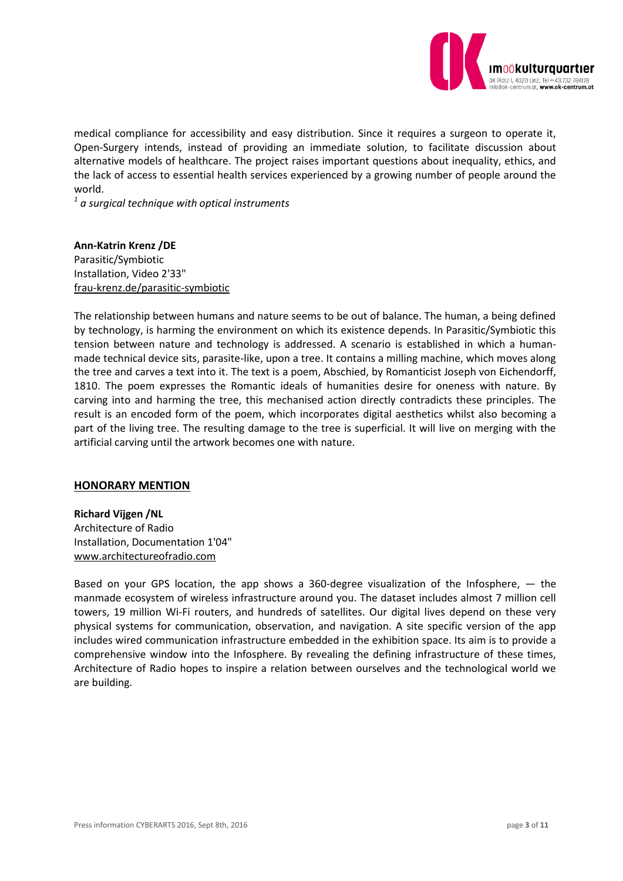medical compliance for accessibility and easy distribution. Since it requires a surgeon to operate it, Open-Surgery intends, instead of providing an immediate solution, to facilitate discussion about alternative models of healthcare. The project raises important questions about inequality, ethics, and the lack of access to essential health services experienced by a growing number of people around the world.

[1] *a surgical technique with optical instruments*

**Ann-Katrin Krenz /DE**
Parasitic/Symbiotic
Installation, Video 2'33"
frau-krenz.de/parasitic-symbiotic

The relationship between humans and nature seems to be out of balance. The human, a being defined by technology, is harming the environment on which its existence depends. In Parasitic/Symbiotic this tension between nature and technology is addressed. A scenario is established in which a human-made technical device sits, parasite-like, upon a tree. It contains a milling machine, which moves along the tree and carves a text into it. The text is a poem, Abschied, by Romanticist Joseph von Eichendorff, 1810. The poem expresses the Romantic ideals of humanities desire for oneness with nature. By carving into and harming the tree, this mechanised action directly contradicts these principles. The result is an encoded form of the poem, which incorporates digital aesthetics whilst also becoming a part of the living tree. The resulting damage to the tree is superficial. It will live on merging with the artificial carving until the artwork becomes one with nature.

## HONORARY MENTION

**Richard Vijgen /NL**
Architecture of Radio
Installation, Documentation 1'04"
www.architectureofradio.com

Based on your GPS location, the app shows a 360-degree visualization of the Infosphere, — the manmade ecosystem of wireless infrastructure around you. The dataset includes almost 7 million cell towers, 19 million Wi-Fi routers, and hundreds of satellites. Our digital lives depend on these very physical systems for communication, observation, and navigation. A site specific version of the app includes wired communication infrastructure embedded in the exhibition space. Its aim is to provide a comprehensive window into the Infosphere. By revealing the defining infrastructure of these times, Architecture of Radio hopes to inspire a relation between ourselves and the technological world we are building.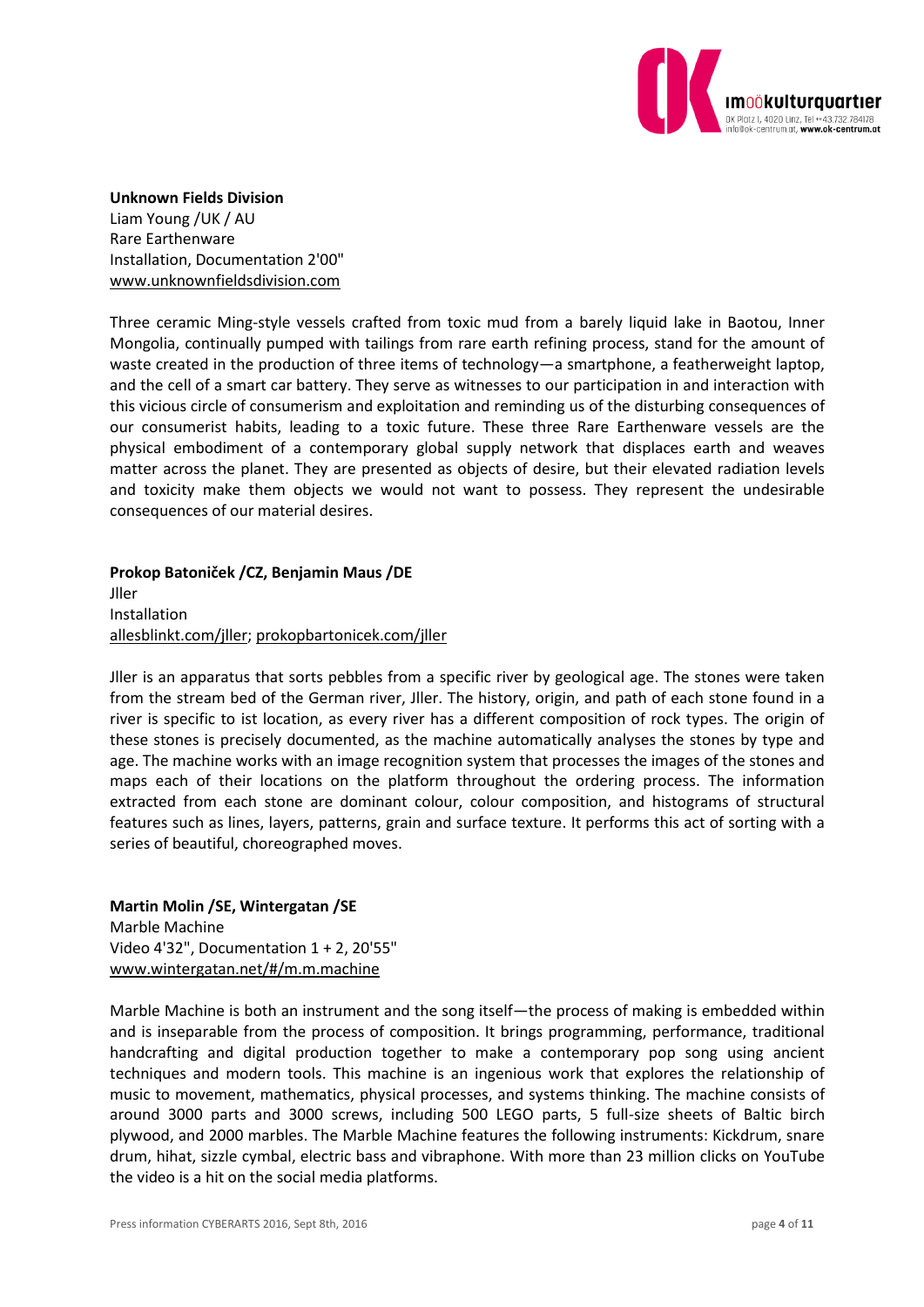**Unknown Fields Division**
Liam Young /UK / AU
Rare Earthenware
Installation, Documentation 2'00"
www.unknownfieldsdivision.com

Three ceramic Ming-style vessels crafted from toxic mud from a barely liquid lake in Baotou, Inner Mongolia, continually pumped with tailings from rare earth refining process, stand for the amount of waste created in the production of three items of technology—a smartphone, a featherweight laptop, and the cell of a smart car battery. They serve as witnesses to our participation in and interaction with this vicious circle of consumerism and exploitation and reminding us of the disturbing consequences of our consumerist habits, leading to a toxic future. These three Rare Earthenware vessels are the physical embodiment of a contemporary global supply network that displaces earth and weaves matter across the planet. They are presented as objects of desire, but their elevated radiation levels and toxicity make them objects we would not want to possess. They represent the undesirable consequences of our material desires.

**Prokop Batoniček /CZ, Benjamin Maus /DE**
Jller
Installation
allesblinkt.com/jller; prokopbartonicek.com/jller

Jller is an apparatus that sorts pebbles from a specific river by geological age. The stones were taken from the stream bed of the German river, Jller. The history, origin, and path of each stone found in a river is specific to ist location, as every river has a different composition of rock types. The origin of these stones is precisely documented, as the machine automatically analyses the stones by type and age. The machine works with an image recognition system that processes the images of the stones and maps each of their locations on the platform throughout the ordering process. The information extracted from each stone are dominant colour, colour composition, and histograms of structural features such as lines, layers, patterns, grain and surface texture. It performs this act of sorting with a series of beautiful, choreographed moves.

**Martin Molin /SE, Wintergatan /SE**
Marble Machine
Video 4'32", Documentation 1 + 2, 20'55"
www.wintergatan.net/#/m.m.machine

Marble Machine is both an instrument and the song itself—the process of making is embedded within and is inseparable from the process of composition. It brings programming, performance, traditional handcrafting and digital production together to make a contemporary pop song using ancient techniques and modern tools. This machine is an ingenious work that explores the relationship of music to movement, mathematics, physical processes, and systems thinking. The machine consists of around 3000 parts and 3000 screws, including 500 LEGO parts, 5 full-size sheets of Baltic birch plywood, and 2000 marbles. The Marble Machine features the following instruments: Kickdrum, snare drum, hihat, sizzle cymbal, electric bass and vibraphone. With more than 23 million clicks on YouTube the video is a hit on the social media platforms.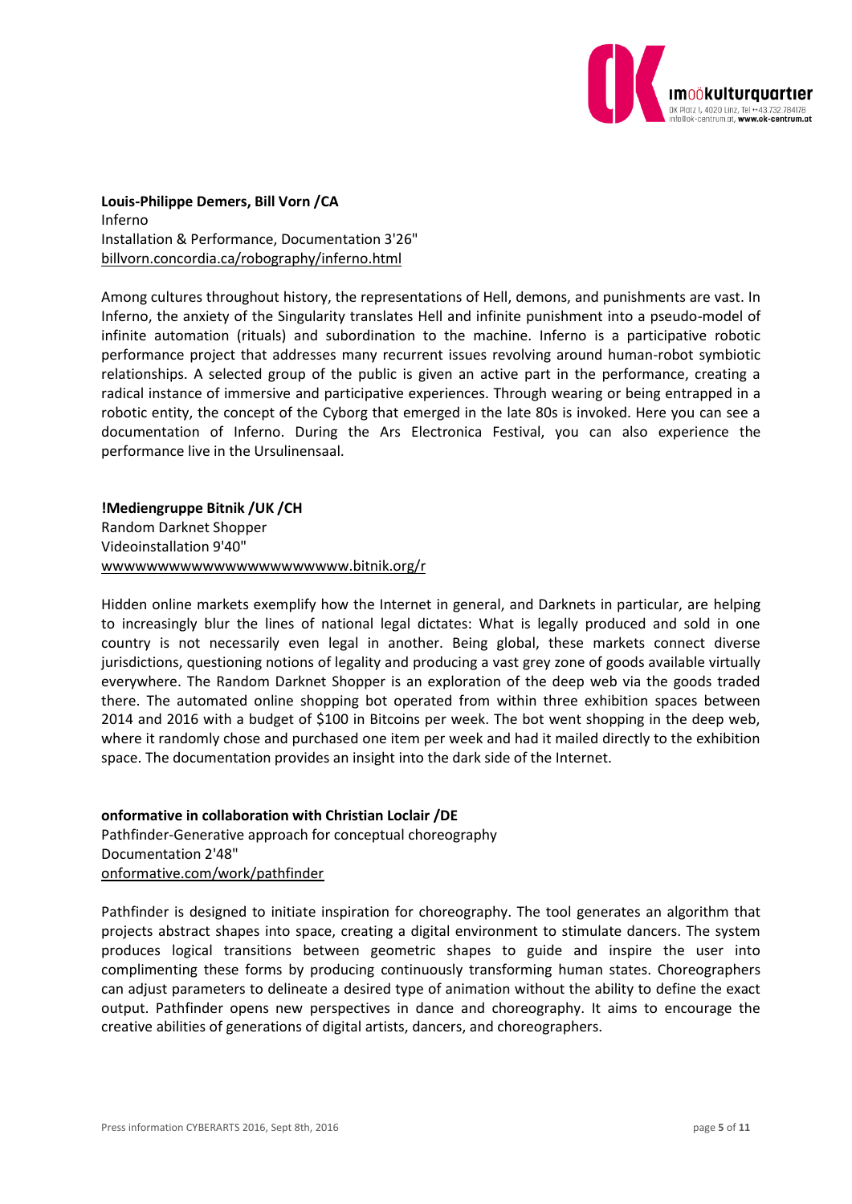**Louis-Philippe Demers, Bill Vorn /CA**
Inferno
Installation & Performance, Documentation 3'26"
billvorn.concordia.ca/robography/inferno.html

Among cultures throughout history, the representations of Hell, demons, and punishments are vast. In Inferno, the anxiety of the Singularity translates Hell and infinite punishment into a pseudo-model of infinite automation (rituals) and subordination to the machine. Inferno is a participative robotic performance project that addresses many recurrent issues revolving around human-robot symbiotic relationships. A selected group of the public is given an active part in the performance, creating a radical instance of immersive and participative experiences. Through wearing or being entrapped in a robotic entity, the concept of the Cyborg that emerged in the late 80s is invoked. Here you can see a documentation of Inferno. During the Ars Electronica Festival, you can also experience the performance live in the Ursulinensaal.

**!Mediengruppe Bitnik /UK /CH**
Random Darknet Shopper
Videoinstallation 9'40"
wwwwwwwwwwwwwwwwwwwwww.bitnik.org/r

Hidden online markets exemplify how the Internet in general, and Darknets in particular, are helping to increasingly blur the lines of national legal dictates: What is legally produced and sold in one country is not necessarily even legal in another. Being global, these markets connect diverse jurisdictions, questioning notions of legality and producing a vast grey zone of goods available virtually everywhere. The Random Darknet Shopper is an exploration of the deep web via the goods traded there. The automated online shopping bot operated from within three exhibition spaces between 2014 and 2016 with a budget of $100 in Bitcoins per week. The bot went shopping in the deep web, where it randomly chose and purchased one item per week and had it mailed directly to the exhibition space. The documentation provides an insight into the dark side of the Internet.

**onformative in collaboration with Christian Loclair /DE**
Pathfinder-Generative approach for conceptual choreography
Documentation 2'48"
onformative.com/work/pathfinder

Pathfinder is designed to initiate inspiration for choreography. The tool generates an algorithm that projects abstract shapes into space, creating a digital environment to stimulate dancers. The system produces logical transitions between geometric shapes to guide and inspire the user into complimenting these forms by producing continuously transforming human states. Choreographers can adjust parameters to delineate a desired type of animation without the ability to define the exact output. Pathfinder opens new perspectives in dance and choreography. It aims to encourage the creative abilities of generations of digital artists, dancers, and choreographers.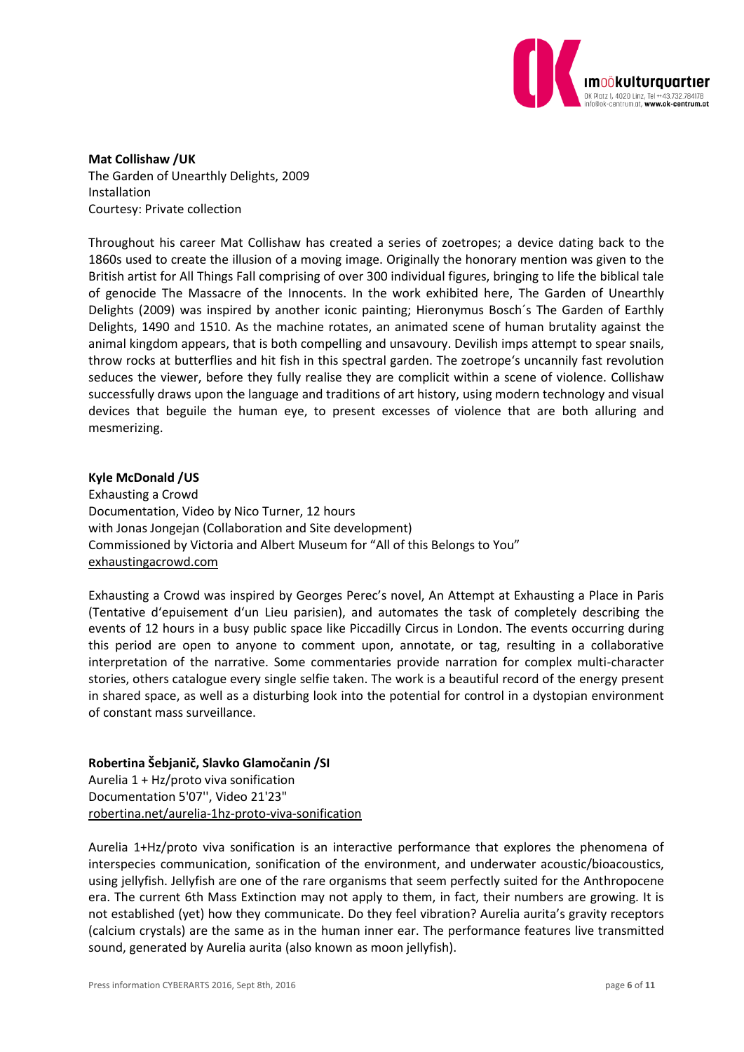**Mat Collishaw /UK**
The Garden of Unearthly Delights, 2009
Installation
Courtesy: Private collection

Throughout his career Mat Collishaw has created a series of zoetropes; a device dating back to the 1860s used to create the illusion of a moving image. Originally the honorary mention was given to the British artist for All Things Fall comprising of over 300 individual figures, bringing to life the biblical tale of genocide The Massacre of the Innocents. In the work exhibited here, The Garden of Unearthly Delights (2009) was inspired by another iconic painting; Hieronymus Bosch´s The Garden of Earthly Delights, 1490 and 1510. As the machine rotates, an animated scene of human brutality against the animal kingdom appears, that is both compelling and unsavoury. Devilish imps attempt to spear snails, throw rocks at butterflies and hit fish in this spectral garden. The zoetrope's uncannily fast revolution seduces the viewer, before they fully realise they are complicit within a scene of violence. Collishaw successfully draws upon the language and traditions of art history, using modern technology and visual devices that beguile the human eye, to present excesses of violence that are both alluring and mesmerizing.

**Kyle McDonald /US**
Exhausting a Crowd
Documentation, Video by Nico Turner, 12 hours
with Jonas Jongejan (Collaboration and Site development)
Commissioned by Victoria and Albert Museum for "All of this Belongs to You"
exhaustingacrowd.com

Exhausting a Crowd was inspired by Georges Perec's novel, An Attempt at Exhausting a Place in Paris (Tentative d'epuisement d'un Lieu parisien), and automates the task of completely describing the events of 12 hours in a busy public space like Piccadilly Circus in London. The events occurring during this period are open to anyone to comment upon, annotate, or tag, resulting in a collaborative interpretation of the narrative. Some commentaries provide narration for complex multi-character stories, others catalogue every single selfie taken. The work is a beautiful record of the energy present in shared space, as well as a disturbing look into the potential for control in a dystopian environment of constant mass surveillance.

**Robertina Šebjanič, Slavko Glamočanin /SI**
Aurelia 1 + Hz/proto viva sonification
Documentation 5'07'', Video 21'23"
robertina.net/aurelia-1hz-proto-viva-sonification

Aurelia 1+Hz/proto viva sonification is an interactive performance that explores the phenomena of interspecies communication, sonification of the environment, and underwater acoustic/bioacoustics, using jellyfish. Jellyfish are one of the rare organisms that seem perfectly suited for the Anthropocene era. The current 6th Mass Extinction may not apply to them, in fact, their numbers are growing. It is not established (yet) how they communicate. Do they feel vibration? Aurelia aurita's gravity receptors (calcium crystals) are the same as in the human inner ear. The performance features live transmitted sound, generated by Aurelia aurita (also known as moon jellyfish).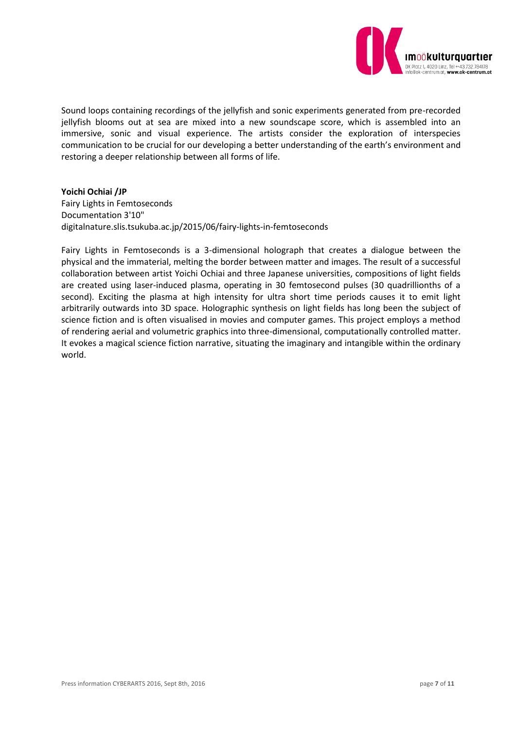Sound loops containing recordings of the jellyfish and sonic experiments generated from pre-recorded jellyfish blooms out at sea are mixed into a new soundscape score, which is assembled into an immersive, sonic and visual experience. The artists consider the exploration of interspecies communication to be crucial for our developing a better understanding of the earth's environment and restoring a deeper relationship between all forms of life.

**Yoichi Ochiai /JP**
Fairy Lights in Femtoseconds
Documentation 3'10"
digitalnature.slis.tsukuba.ac.jp/2015/06/fairy-lights-in-femtoseconds

Fairy Lights in Femtoseconds is a 3-dimensional holograph that creates a dialogue between the physical and the immaterial, melting the border between matter and images. The result of a successful collaboration between artist Yoichi Ochiai and three Japanese universities, compositions of light fields are created using laser-induced plasma, operating in 30 femtosecond pulses (30 quadrillionths of a second). Exciting the plasma at high intensity for ultra short time periods causes it to emit light arbitrarily outwards into 3D space. Holographic synthesis on light fields has long been the subject of science fiction and is often visualised in movies and computer games. This project employs a method of rendering aerial and volumetric graphics into three-dimensional, computationally controlled matter. It evokes a magical science fiction narrative, situating the imaginary and intangible within the ordinary world.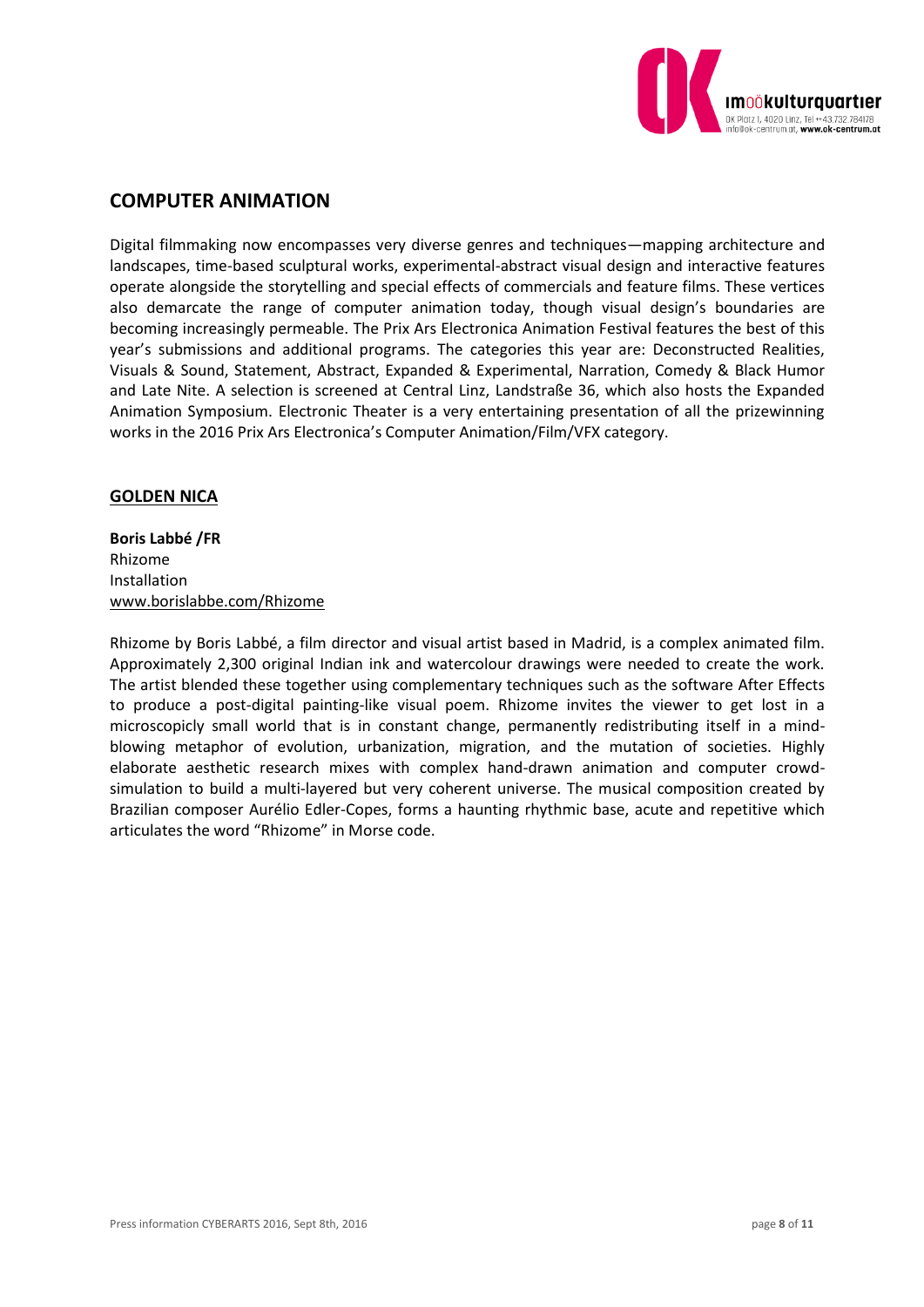## COMPUTER ANIMATION

Digital filmmaking now encompasses very diverse genres and techniques—mapping architecture and landscapes, time-based sculptural works, experimental-abstract visual design and interactive features operate alongside the storytelling and special effects of commercials and feature films. These vertices also demarcate the range of computer animation today, though visual design's boundaries are becoming increasingly permeable. The Prix Ars Electronica Animation Festival features the best of this year's submissions and additional programs. The categories this year are: Deconstructed Realities, Visuals & Sound, Statement, Abstract, Expanded & Experimental, Narration, Comedy & Black Humor and Late Nite. A selection is screened at Central Linz, Landstraße 36, which also hosts the Expanded Animation Symposium. Electronic Theater is a very entertaining presentation of all the prizewinning works in the 2016 Prix Ars Electronica's Computer Animation/Film/VFX category.

### GOLDEN NICA

**Boris Labbé /FR**
Rhizome
Installation
www.borislabbe.com/Rhizome

Rhizome by Boris Labbé, a film director and visual artist based in Madrid, is a complex animated film. Approximately 2,300 original Indian ink and watercolour drawings were needed to create the work. The artist blended these together using complementary techniques such as the software After Effects to produce a post-digital painting-like visual poem. Rhizome invites the viewer to get lost in a microscopicly small world that is in constant change, permanently redistributing itself in a mind-blowing metaphor of evolution, urbanization, migration, and the mutation of societies. Highly elaborate aesthetic research mixes with complex hand-drawn animation and computer crowd-simulation to build a multi-layered but very coherent universe. The musical composition created by Brazilian composer Aurélio Edler-Copes, forms a haunting rhythmic base, acute and repetitive which articulates the word "Rhizome" in Morse code.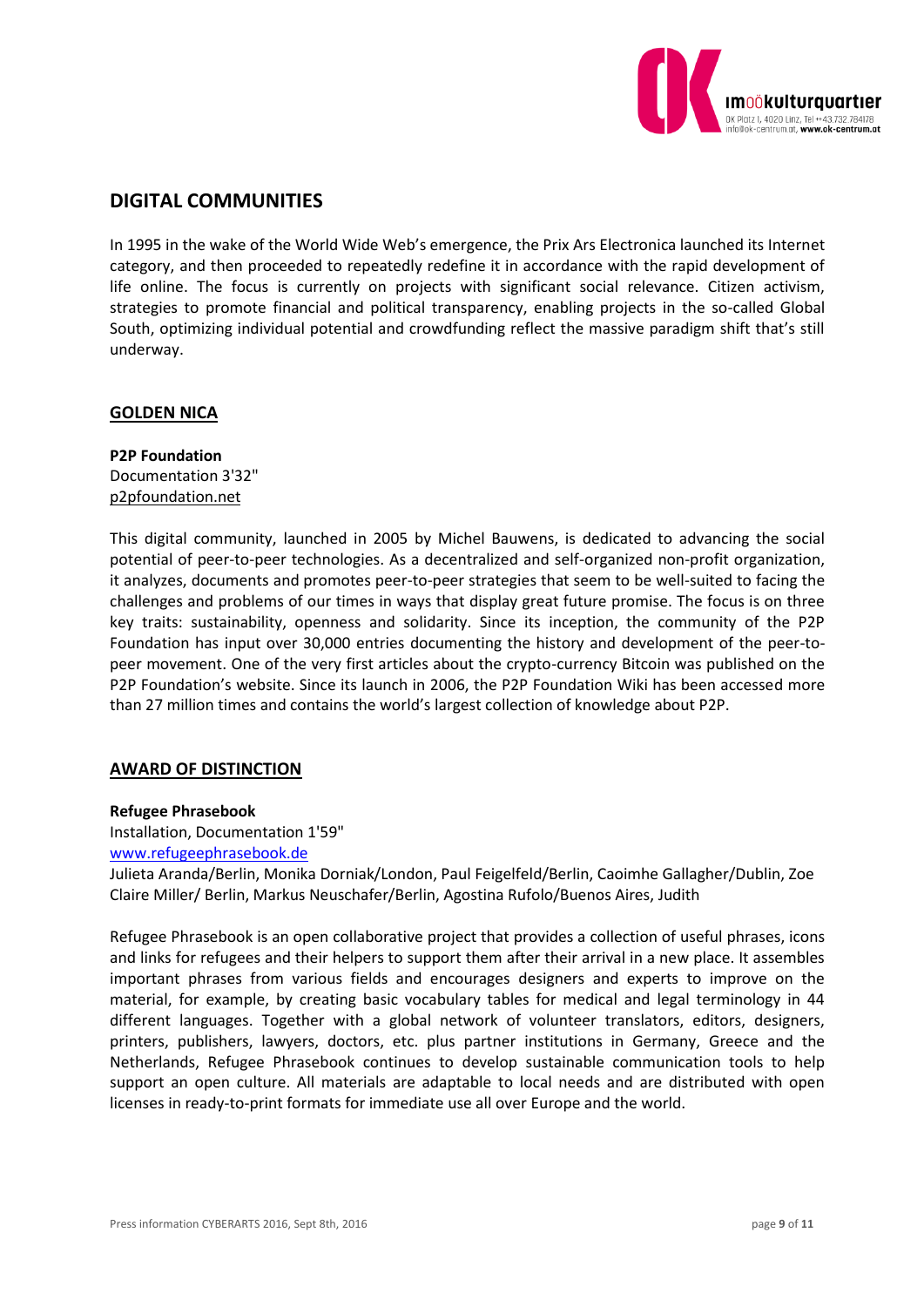## DIGITAL COMMUNITIES

In 1995 in the wake of the World Wide Web's emergence, the Prix Ars Electronica launched its Internet category, and then proceeded to repeatedly redefine it in accordance with the rapid development of life online. The focus is currently on projects with significant social relevance. Citizen activism, strategies to promote financial and political transparency, enabling projects in the so-called Global South, optimizing individual potential and crowdfunding reflect the massive paradigm shift that's still underway.

### GOLDEN NICA

**P2P Foundation**
Documentation 3'32"
p2pfoundation.net

This digital community, launched in 2005 by Michel Bauwens, is dedicated to advancing the social potential of peer-to-peer technologies. As a decentralized and self-organized non-profit organization, it analyzes, documents and promotes peer-to-peer strategies that seem to be well-suited to facing the challenges and problems of our times in ways that display great future promise. The focus is on three key traits: sustainability, openness and solidarity. Since its inception, the community of the P2P Foundation has input over 30,000 entries documenting the history and development of the peer-to-peer movement. One of the very first articles about the crypto-currency Bitcoin was published on the P2P Foundation's website. Since its launch in 2006, the P2P Foundation Wiki has been accessed more than 27 million times and contains the world's largest collection of knowledge about P2P.

### AWARD OF DISTINCTION

**Refugee Phrasebook**
Installation, Documentation 1'59"
www.refugeephrasebook.de
Julieta Aranda/Berlin, Monika Dorniak/London, Paul Feigelfeld/Berlin, Caoimhe Gallagher/Dublin, Zoe Claire Miller/ Berlin, Markus Neuschafer/Berlin, Agostina Rufolo/Buenos Aires, Judith

Refugee Phrasebook is an open collaborative project that provides a collection of useful phrases, icons and links for refugees and their helpers to support them after their arrival in a new place. It assembles important phrases from various fields and encourages designers and experts to improve on the material, for example, by creating basic vocabulary tables for medical and legal terminology in 44 different languages. Together with a global network of volunteer translators, editors, designers, printers, publishers, lawyers, doctors, etc. plus partner institutions in Germany, Greece and the Netherlands, Refugee Phrasebook continues to develop sustainable communication tools to help support an open culture. All materials are adaptable to local needs and are distributed with open licenses in ready-to-print formats for immediate use all over Europe and the world.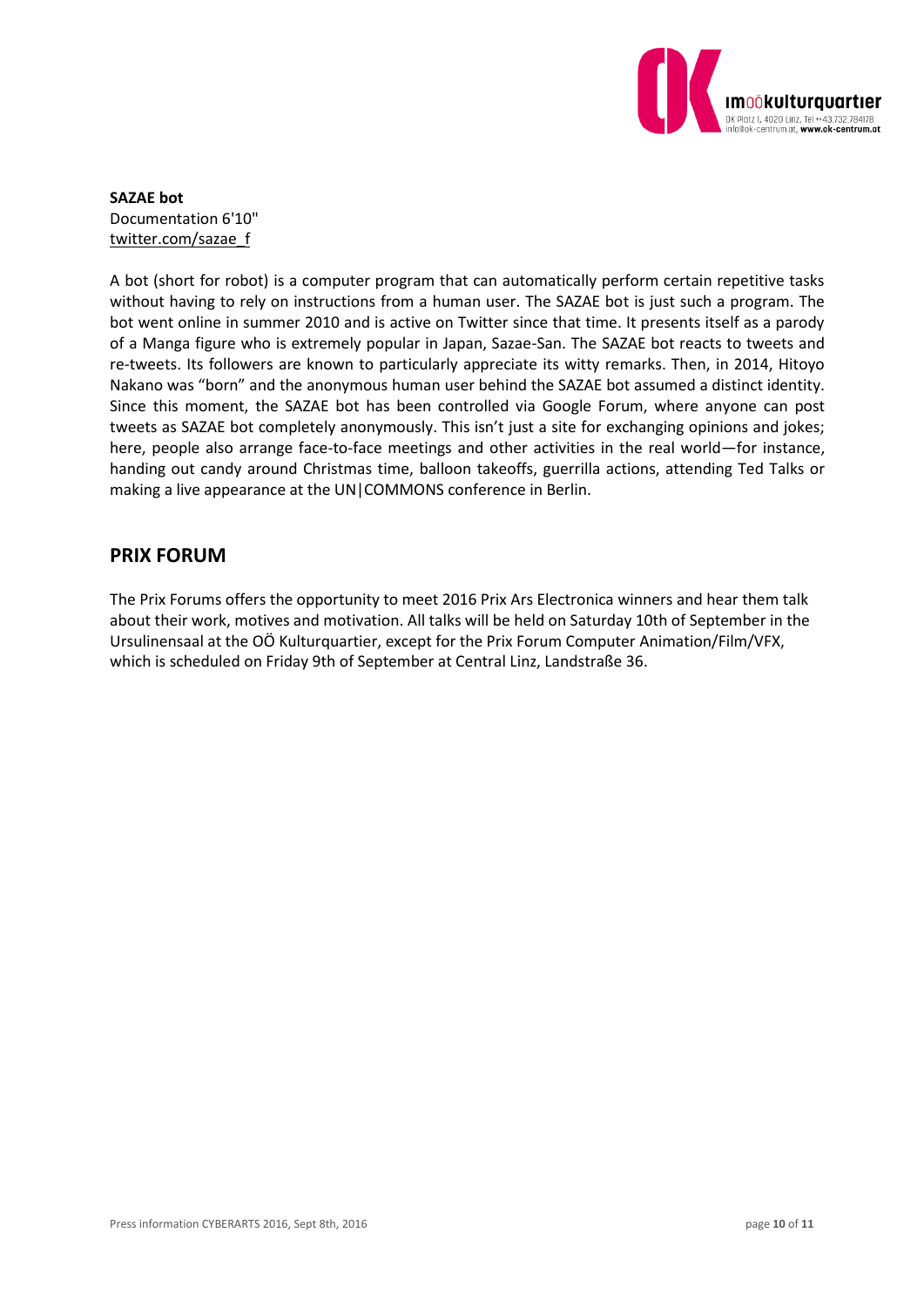**SAZAE bot**
Documentation 6'10''
twitter.com/sazae_f

A bot (short for robot) is a computer program that can automatically perform certain repetitive tasks without having to rely on instructions from a human user. The SAZAE bot is just such a program. The bot went online in summer 2010 and is active on Twitter since that time. It presents itself as a parody of a Manga figure who is extremely popular in Japan, Sazae-San. The SAZAE bot reacts to tweets and re-tweets. Its followers are known to particularly appreciate its witty remarks. Then, in 2014, Hitoyo Nakano was "born" and the anonymous human user behind the SAZAE bot assumed a distinct identity. Since this moment, the SAZAE bot has been controlled via Google Forum, where anyone can post tweets as SAZAE bot completely anonymously. This isn't just a site for exchanging opinions and jokes; here, people also arrange face-to-face meetings and other activities in the real world—for instance, handing out candy around Christmas time, balloon takeoffs, guerrilla actions, attending Ted Talks or making a live appearance at the UN|COMMONS conference in Berlin.

## PRIX FORUM

The Prix Forums offers the opportunity to meet 2016 Prix Ars Electronica winners and hear them talk about their work, motives and motivation. All talks will be held on Saturday 10th of September in the Ursulinensaal at the OÖ Kulturquartier, except for the Prix Forum Computer Animation/Film/VFX, which is scheduled on Friday 9th of September at Central Linz, Landstraße 36.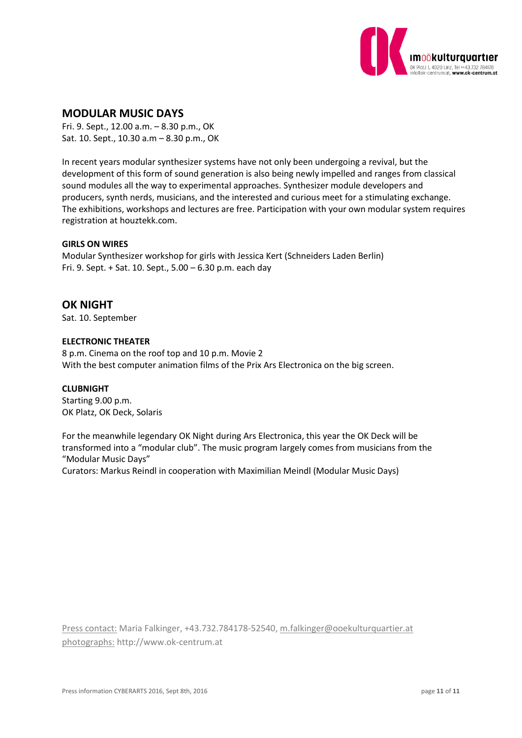## MODULAR MUSIC DAYS

Fri. 9. Sept., 12.00 a.m. – 8.30 p.m., OK
Sat. 10. Sept., 10.30 a.m – 8.30 p.m., OK

In recent years modular synthesizer systems have not only been undergoing a revival, but the development of this form of sound generation is also being newly impelled and ranges from classical sound modules all the way to experimental approaches. Synthesizer module developers and producers, synth nerds, musicians, and the interested and curious meet for a stimulating exchange. The exhibitions, workshops and lectures are free. Participation with your own modular system requires registration at houztekk.com.

**GIRLS ON WIRES**
Modular Synthesizer workshop for girls with Jessica Kert (Schneiders Laden Berlin)
Fri. 9. Sept. + Sat. 10. Sept., 5.00 – 6.30 p.m. each day

## OK NIGHT

Sat. 10. September

**ELECTRONIC THEATER**
8 p.m. Cinema on the roof top and 10 p.m. Movie 2
With the best computer animation films of the Prix Ars Electronica on the big screen.

**CLUBNIGHT**
Starting 9.00 p.m.
OK Platz, OK Deck, Solaris

For the meanwhile legendary OK Night during Ars Electronica, this year the OK Deck will be transformed into a "modular club". The music program largely comes from musicians from the "Modular Music Days"
Curators: Markus Reindl in cooperation with Maximilian Meindl (Modular Music Days)

Press contact: Maria Falkinger, +43.732.784178-52540, m.falkinger@ooekulturquartier.at
photographs: http://www.ok-centrum.at